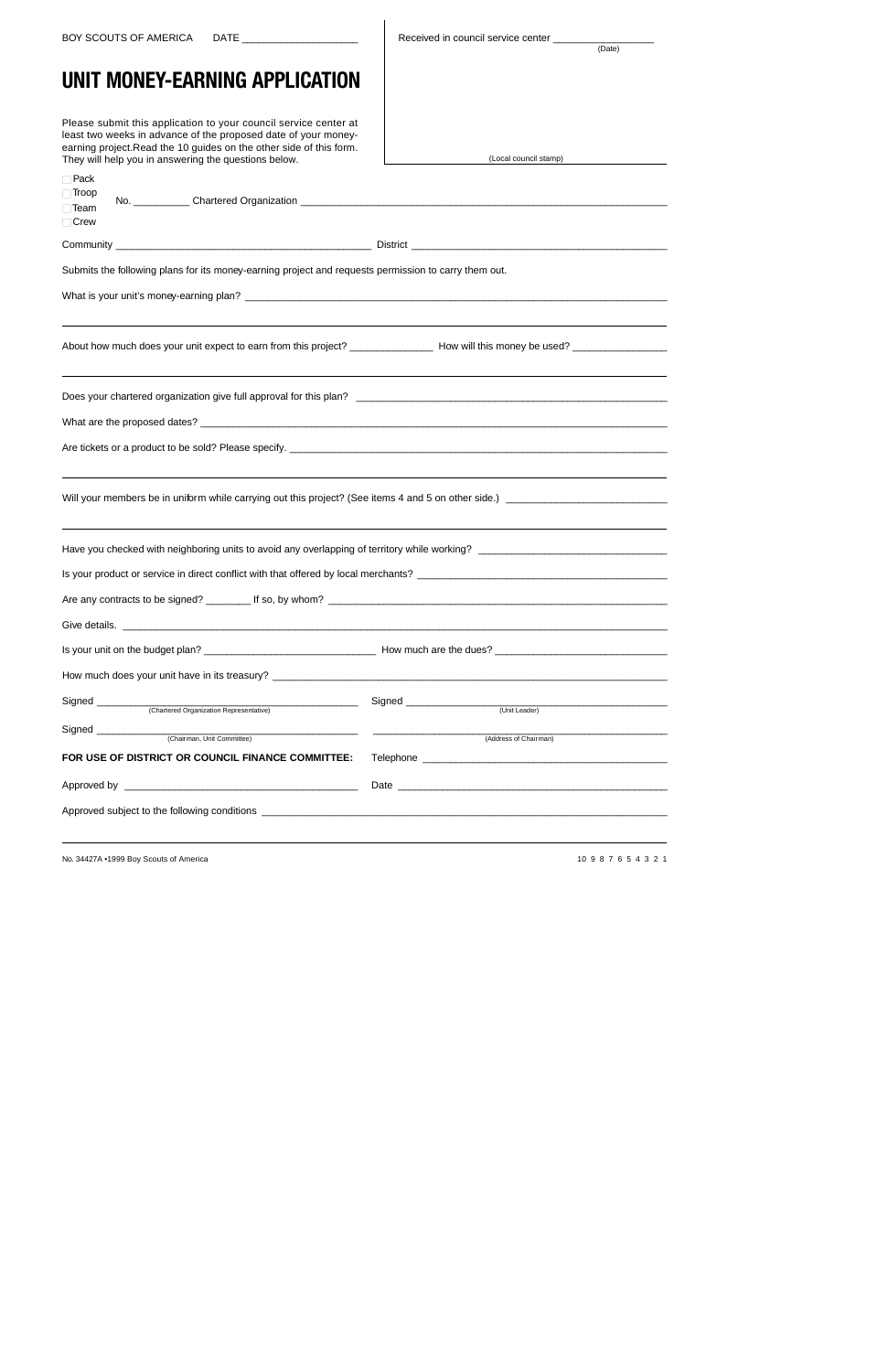BOY SCOUTS OF AMERICA DATE ____________________

Received in council service center _________________
(Date)

(Local council stamp)

# UNIT MONEY-EARNING APPLICATION

Please submit this application to your council service center at least two weeks in advance of the proposed date of your money-earning project. Read the 10 guides on the other side of this form. They will help you in answering the questions below.

- ☐ Pack
- ☐ Troop
- ☐ Team
- ☐ Crew

No. __________ Chartered Organization ____________________________________________

Community _____________________________________________ District _____________________________________________

Submits the following plans for its money-earning project and requests permission to carry them out.

What is your unit's money-earning plan? ____________________________________________

____________________________________________

About how much does your unit expect to earn from this project? _______________ How will this money be used? _________________

____________________________________________

Does your chartered organization give full approval for this plan? ____________________________________________

What are the proposed dates? ____________________________________________

Are tickets or a product to be sold? Please specify. ____________________________________________

____________________________________________

Will your members be in uniform while carrying out this project? (See items 4 and 5 on other side.) ____________________________

____________________________________________

Have you checked with neighboring units to avoid any overlapping of territory while working? _________________________________

Is your product or service in direct conflict with that offered by local merchants? ____________________________________________

Are any contracts to be signed? ________ If so, by whom? ____________________________________________

Give details. ____________________________________________

Is your unit on the budget plan? _______________________________ How much are the dues? _______________________________

How much does your unit have in its treasury? ____________________________________________

Signed ____________________________________________
(Chartered Organization Representative)

Signed ____________________________________________
(Unit Leader)

Signed ____________________________________________
(Chairman, Unit Committee)

____________________________________________
(Address of Chairman)

**FOR USE OF DISTRICT OR COUNCIL FINANCE COMMITTEE:**

Telephone ____________________________________________

Approved by ____________________________________________

Date ____________________________________________

Approved subject to the following conditions ____________________________________________

____________________________________________

No. 34427A •1999 Boy Scouts of America

10 9 8 7 6 5 4 3 2 1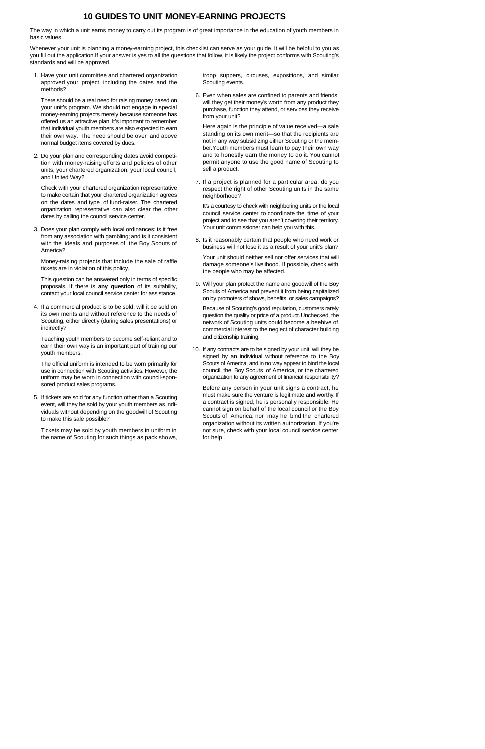# 10 GUIDES TO UNIT MONEY-EARNING PROJECTS

The way in which a unit earns money to carry out its program is of great importance in the education of youth members in basic values.

Whenever your unit is planning a money-earning project, this checklist can serve as your guide. It will be helpful to you as you fill out the application.If your answer is yes to all the questions that follow, it is likely the project conforms with Scouting's standards and will be approved.

1. Have your unit committee and chartered organization approved your project, including the dates and the methods?

   There should be a real need for raising money based on your unit's program. We should not engage in special money-earning projects merely because someone has offered us an attractive plan. It's important to remember that individual youth members are also expected to earn their own way. The need should be over and above normal budget items covered by dues.

2. Do your plan and corresponding dates avoid competition with money-raising efforts and policies of other units, your chartered organization, your local council, and United Way?

   Check with your chartered organization representative to make certain that your chartered organization agrees on the dates and type of fund-raiser. The chartered organization representative can also clear the other dates by calling the council service center.

3. Does your plan comply with local ordinances; is it free from any association with gambling; and is it consistent with the ideals and purposes of the Boy Scouts of America?

   Money-raising projects that include the sale of raffle tickets are in violation of this policy.

   This question can be answered only in terms of specific proposals. If there is **any question** of its suitability, contact your local council service center for assistance.

4. If a commercial product is to be sold, will it be sold on its own merits and without reference to the needs of Scouting, either directly (during sales presentations) or indirectly?

   Teaching youth members to become self-reliant and to earn their own way is an important part of training our youth members.

   The official uniform is intended to be worn primarily for use in connection with Scouting activities. However, the uniform may be worn in connection with council-sponsored product sales programs.

5. If tickets are sold for any function other than a Scouting event, will they be sold by your youth members as individuals without depending on the goodwill of Scouting to make this sale possible?

   Tickets may be sold by youth members in uniform in the name of Scouting for such things as pack shows, troop suppers, circuses, expositions, and similar Scouting events.

6. Even when sales are confined to parents and friends, will they get their money's worth from any product they purchase, function they attend, or services they receive from your unit?

   Here again is the principle of value received—a sale standing on its own merit—so that the recipients are not in any way subsidizing either Scouting or the member.Youth members must learn to pay their own way and to honestly earn the money to do it. You cannot permit anyone to use the good name of Scouting to sell a product.

7. If a project is planned for a particular area, do you respect the right of other Scouting units in the same neighborhood?

   It's a courtesy to check with neighboring units or the local council service center to coordinate the time of your project and to see that you aren't covering their territory. Your unit commissioner can help you with this.

8. Is it reasonably certain that people who need work or business will not lose it as a result of your unit's plan?

   Your unit should neither sell nor offer services that will damage someone's livelihood. If possible, check with the people who may be affected.

9. Will your plan protect the name and goodwill of the Boy Scouts of America and prevent it from being capitalized on by promoters of shows, benefits, or sales campaigns?

   Because of Scouting's good reputation, customers rarely question the quality or price of a product.Unchecked, the network of Scouting units could become a beehive of commercial interest to the neglect of character building and citizenship training.

10. If any contracts are to be signed by your unit, will they be signed by an individual without reference to the Boy Scouts of America, and in no way appear to bind the local council, the Boy Scouts of America, or the chartered organization to any agreement of financial responsibility?

    Before any person in your unit signs a contract, he must make sure the venture is legitimate and worthy. If a contract is signed, he is personally responsible. He cannot sign on behalf of the local council or the Boy Scouts of America, nor may he bind the chartered organization without its written authorization. If you're not sure, check with your local council service center for help.